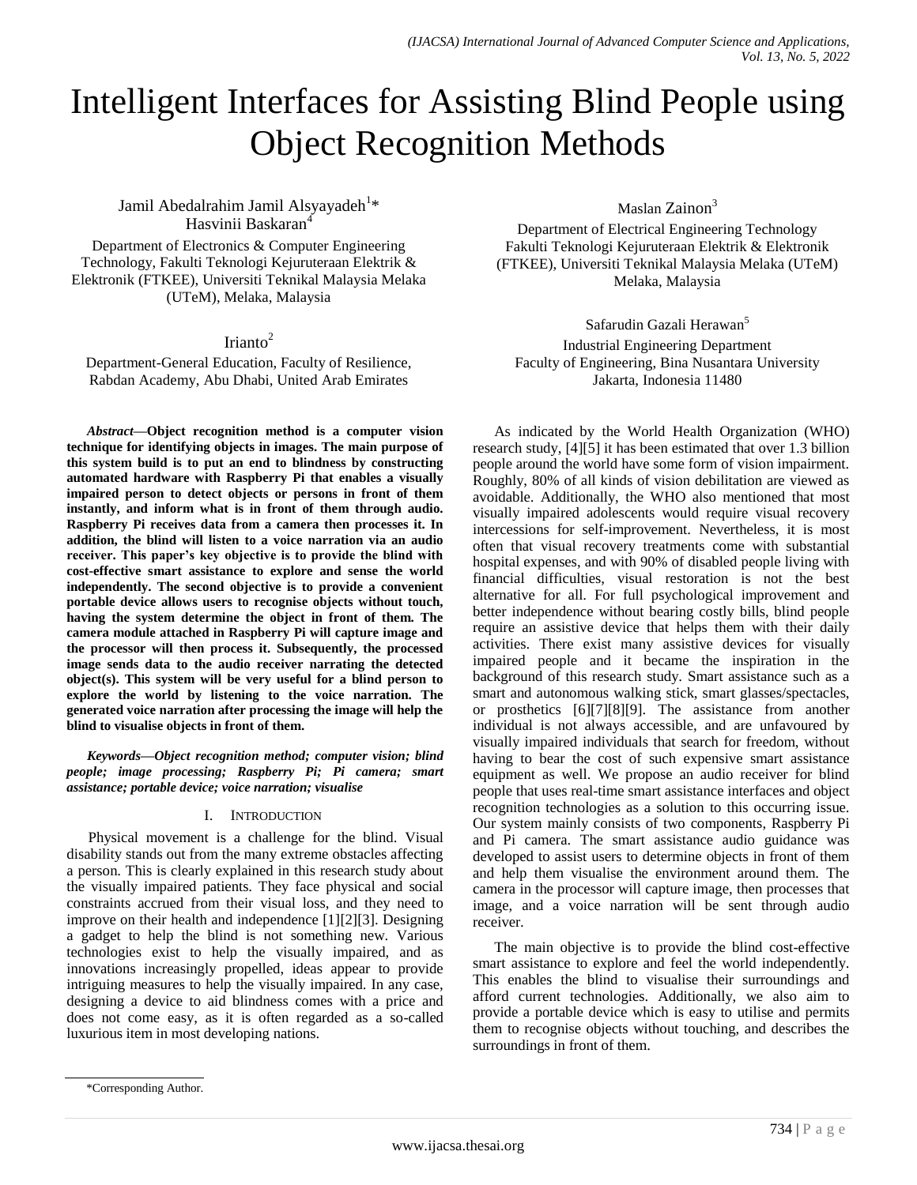# Intelligent Interfaces for Assisting Blind People using Object Recognition Methods

Jamil Abedalrahim Jamil Alsyayadeh[1]*
Hasvinii Baskaran[4]

Department of Electronics & Computer Engineering Technology, Fakulti Teknologi Kejuruteraan Elektrik & Elektronik (FTKEE), Universiti Teknikal Malaysia Melaka (UTeM), Melaka, Malaysia

Irianto[2]

Department-General Education, Faculty of Resilience, Rabdan Academy, Abu Dhabi, United Arab Emirates

Maslan Zainon[3]

Department of Electrical Engineering Technology Fakulti Teknologi Kejuruteraan Elektrik & Elektronik (FTKEE), Universiti Teknikal Malaysia Melaka (UTeM) Melaka, Malaysia

Safarudin Gazali Herawan[5]

Industrial Engineering Department
Faculty of Engineering, Bina Nusantara University
Jakarta, Indonesia 11480

***Abstract*—Object recognition method is a computer vision technique for identifying objects in images. The main purpose of this system build is to put an end to blindness by constructing automated hardware with Raspberry Pi that enables a visually impaired person to detect objects or persons in front of them instantly, and inform what is in front of them through audio. Raspberry Pi receives data from a camera then processes it. In addition, the blind will listen to a voice narration via an audio receiver. This paper's key objective is to provide the blind with cost-effective smart assistance to explore and sense the world independently. The second objective is to provide a convenient portable device allows users to recognise objects without touch, having the system determine the object in front of them. The camera module attached in Raspberry Pi will capture image and the processor will then process it. Subsequently, the processed image sends data to the audio receiver narrating the detected object(s). This system will be very useful for a blind person to explore the world by listening to the voice narration. The generated voice narration after processing the image will help the blind to visualise objects in front of them.**

***Keywords*—*Object recognition method; computer vision; blind people; image processing; Raspberry Pi; Pi camera; smart assistance; portable device; voice narration; visualise***

## I. Introduction

Physical movement is a challenge for the blind. Visual disability stands out from the many extreme obstacles affecting a person. This is clearly explained in this research study about the visually impaired patients. They face physical and social constraints accrued from their visual loss, and they need to improve on their health and independence [1][2][3]. Designing a gadget to help the blind is not something new. Various technologies exist to help the visually impaired, and as innovations increasingly propelled, ideas appear to provide intriguing measures to help the visually impaired. In any case, designing a device to aid blindness comes with a price and does not come easy, as it is often regarded as a so-called luxurious item in most developing nations.

As indicated by the World Health Organization (WHO) research study, [4][5] it has been estimated that over 1.3 billion people around the world have some form of vision impairment. Roughly, 80% of all kinds of vision debilitation are viewed as avoidable. Additionally, the WHO also mentioned that most visually impaired adolescents would require visual recovery intercessions for self-improvement. Nevertheless, it is most often that visual recovery treatments come with substantial hospital expenses, and with 90% of disabled people living with financial difficulties, visual restoration is not the best alternative for all. For full psychological improvement and better independence without bearing costly bills, blind people require an assistive device that helps them with their daily activities. There exist many assistive devices for visually impaired people and it became the inspiration in the background of this research study. Smart assistance such as a smart and autonomous walking stick, smart glasses/spectacles, or prosthetics [6][7][8][9]. The assistance from another individual is not always accessible, and are unfavoured by visually impaired individuals that search for freedom, without having to bear the cost of such expensive smart assistance equipment as well. We propose an audio receiver for blind people that uses real-time smart assistance interfaces and object recognition technologies as a solution to this occurring issue. Our system mainly consists of two components, Raspberry Pi and Pi camera. The smart assistance audio guidance was developed to assist users to determine objects in front of them and help them visualise the environment around them. The camera in the processor will capture image, then processes that image, and a voice narration will be sent through audio receiver.

The main objective is to provide the blind cost-effective smart assistance to explore and feel the world independently. This enables the blind to visualise their surroundings and afford current technologies. Additionally, we also aim to provide a portable device which is easy to utilise and permits them to recognise objects without touching, and describes the surroundings in front of them.

*Corresponding Author.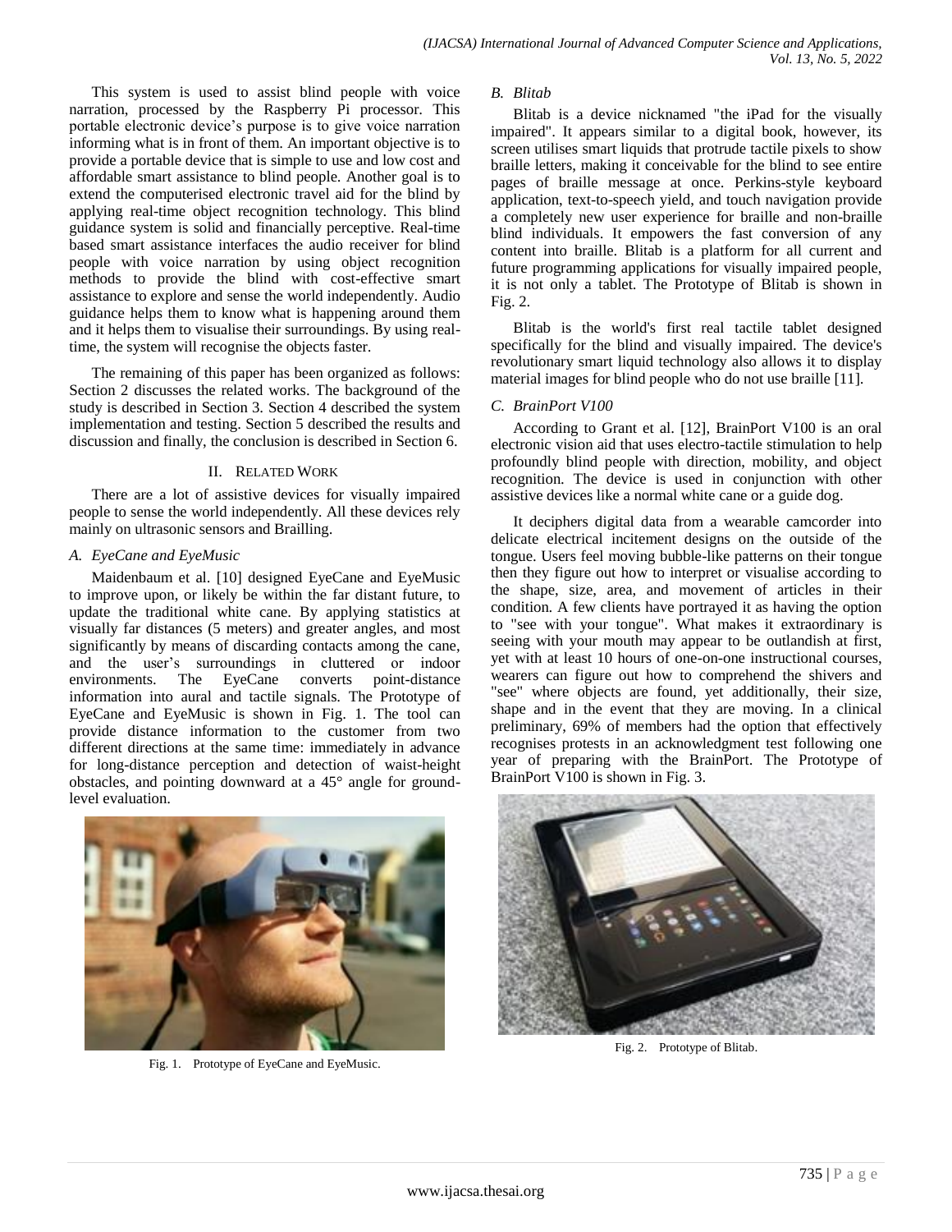This system is used to assist blind people with voice narration, processed by the Raspberry Pi processor. This portable electronic device's purpose is to give voice narration informing what is in front of them. An important objective is to provide a portable device that is simple to use and low cost and affordable smart assistance to blind people. Another goal is to extend the computerised electronic travel aid for the blind by applying real-time object recognition technology. This blind guidance system is solid and financially perceptive. Real-time based smart assistance interfaces the audio receiver for blind people with voice narration by using object recognition methods to provide the blind with cost-effective smart assistance to explore and sense the world independently. Audio guidance helps them to know what is happening around them and it helps them to visualise their surroundings. By using real-time, the system will recognise the objects faster.

The remaining of this paper has been organized as follows: Section 2 discusses the related works. The background of the study is described in Section 3. Section 4 described the system implementation and testing. Section 5 described the results and discussion and finally, the conclusion is described in Section 6.

## II. Related Work

There are a lot of assistive devices for visually impaired people to sense the world independently. All these devices rely mainly on ultrasonic sensors and Brailling.

### A. EyeCane and EyeMusic

Maidenbaum et al. [10] designed EyeCane and EyeMusic to improve upon, or likely be within the far distant future, to update the traditional white cane. By applying statistics at visually far distances (5 meters) and greater angles, and most significantly by means of discarding contacts among the cane, and the user's surroundings in cluttered or indoor environments. The EyeCane converts point-distance information into aural and tactile signals. The Prototype of EyeCane and EyeMusic is shown in Fig. 1. The tool can provide distance information to the customer from two different directions at the same time: immediately in advance for long-distance perception and detection of waist-height obstacles, and pointing downward at a 45° angle for ground-level evaluation.

Fig. 1. Prototype of EyeCane and EyeMusic.

### B. Blitab

Blitab is a device nicknamed "the iPad for the visually impaired". It appears similar to a digital book, however, its screen utilises smart liquids that protrude tactile pixels to show braille letters, making it conceivable for the blind to see entire pages of braille message at once. Perkins-style keyboard application, text-to-speech yield, and touch navigation provide a completely new user experience for braille and non-braille blind individuals. It empowers the fast conversion of any content into braille. Blitab is a platform for all current and future programming applications for visually impaired people, it is not only a tablet. The Prototype of Blitab is shown in Fig. 2.

Blitab is the world's first real tactile tablet designed specifically for the blind and visually impaired. The device's revolutionary smart liquid technology also allows it to display material images for blind people who do not use braille [11].

### C. BrainPort V100

According to Grant et al. [12], BrainPort V100 is an oral electronic vision aid that uses electro-tactile stimulation to help profoundly blind people with direction, mobility, and object recognition. The device is used in conjunction with other assistive devices like a normal white cane or a guide dog.

It deciphers digital data from a wearable camcorder into delicate electrical incitement designs on the outside of the tongue. Users feel moving bubble-like patterns on their tongue then they figure out how to interpret or visualise according to the shape, size, area, and movement of articles in their condition. A few clients have portrayed it as having the option to "see with your tongue". What makes it extraordinary is seeing with your mouth may appear to be outlandish at first, yet with at least 10 hours of one-on-one instructional courses, wearers can figure out how to comprehend the shivers and "see" where objects are found, yet additionally, their size, shape and in the event that they are moving. In a clinical preliminary, 69% of members had the option that effectively recognises protests in an acknowledgment test following one year of preparing with the BrainPort. The Prototype of BrainPort V100 is shown in Fig. 3.

Fig. 2. Prototype of Blitab.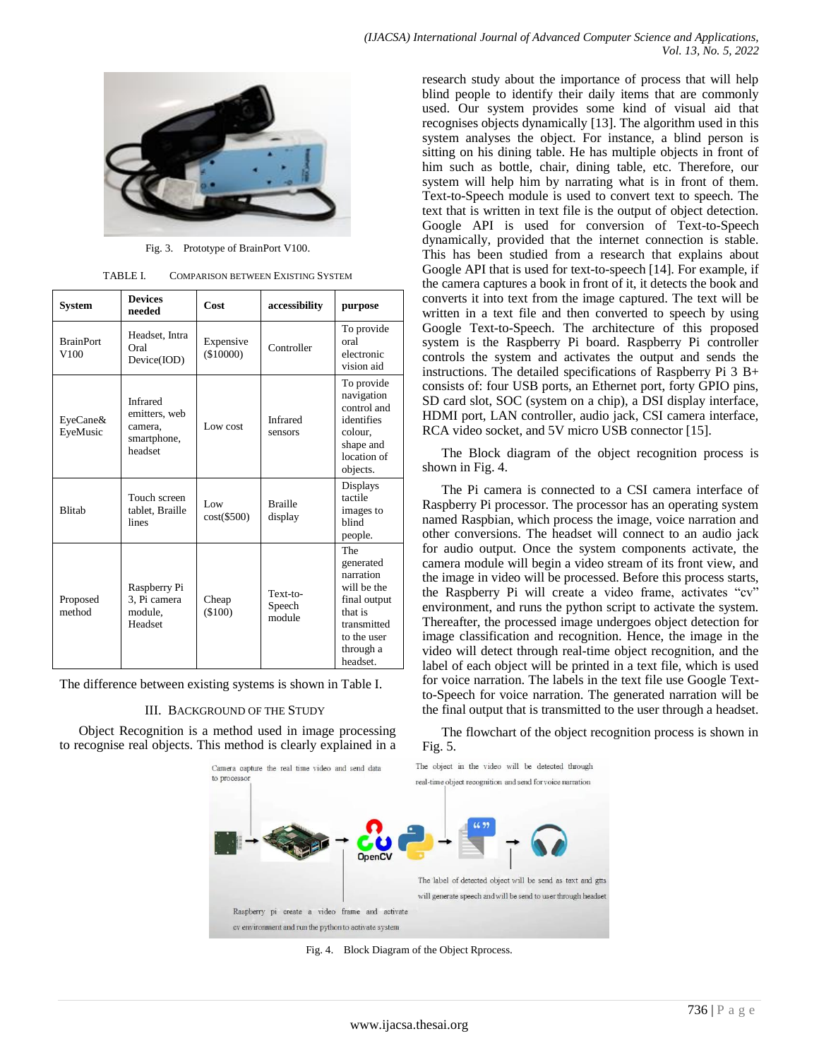Fig. 3. Prototype of BrainPort V100.

TABLE I. COMPARISON BETWEEN EXISTING SYSTEM

| System | Devices needed | Cost | accessibility | purpose |
|---|---|---|---|---|
| BrainPort V100 | Headset, Intra Oral Device(IOD) | Expensive ($10000) | Controller | To provide oral electronic vision aid |
| EyeCane& EyeMusic | Infrared emitters, web camera, smartphone, headset | Low cost | Infrared sensors | To provide navigation control and identifies colour, shape and location of objects. |
| Blitab | Touch screen tablet, Braille lines | Low cost($500) | Braille display | Displays tactile images to blind people. |
| Proposed method | Raspberry Pi 3, Pi camera module, Headset | Cheap ($100) | Text-to-Speech module | The generated narration will be the final output that is transmitted to the user through a headset. |

The difference between existing systems is shown in Table I.

## III. Background of the Study

Object Recognition is a method used in image processing to recognise real objects. This method is clearly explained in a research study about the importance of process that will help blind people to identify their daily items that are commonly used. Our system provides some kind of visual aid that recognises objects dynamically [13]. The algorithm used in this system analyses the object. For instance, a blind person is sitting on his dining table. He has multiple objects in front of him such as bottle, chair, dining table, etc. Therefore, our system will help him by narrating what is in front of them. Text-to-Speech module is used to convert text to speech. The text that is written in text file is the output of object detection. Google API is used for conversion of Text-to-Speech dynamically, provided that the internet connection is stable. This has been studied from a research that explains about Google API that is used for text-to-speech [14]. For example, if the camera captures a book in front of it, it detects the book and converts it into text from the image captured. The text will be written in a text file and then converted to speech by using Google Text-to-Speech. The architecture of this proposed system is the Raspberry Pi board. Raspberry Pi controller controls the system and activates the output and sends the instructions. The detailed specifications of Raspberry Pi 3 B+ consists of: four USB ports, an Ethernet port, forty GPIO pins, SD card slot, SOC (system on a chip), a DSI display interface, HDMI port, LAN controller, audio jack, CSI camera interface, RCA video socket, and 5V micro USB connector [15].

The Block diagram of the object recognition process is shown in Fig. 4.

The Pi camera is connected to a CSI camera interface of Raspberry Pi processor. The processor has an operating system named Raspbian, which process the image, voice narration and other conversions. The headset will connect to an audio jack for audio output. Once the system components activate, the camera module will begin a video stream of its front view, and the image in video will be processed. Before this process starts, the Raspberry Pi will create a video frame, activates "cv" environment, and runs the python script to activate the system. Thereafter, the processed image undergoes object detection for image classification and recognition. Hence, the image in the video will detect through real-time object recognition, and the label of each object will be printed in a text file, which is used for voice narration. The labels in the text file use Google Text-to-Speech for voice narration. The generated narration will be the final output that is transmitted to the user through a headset.

The flowchart of the object recognition process is shown in Fig. 5.

Fig. 4. Block Diagram of the Object Rprocess.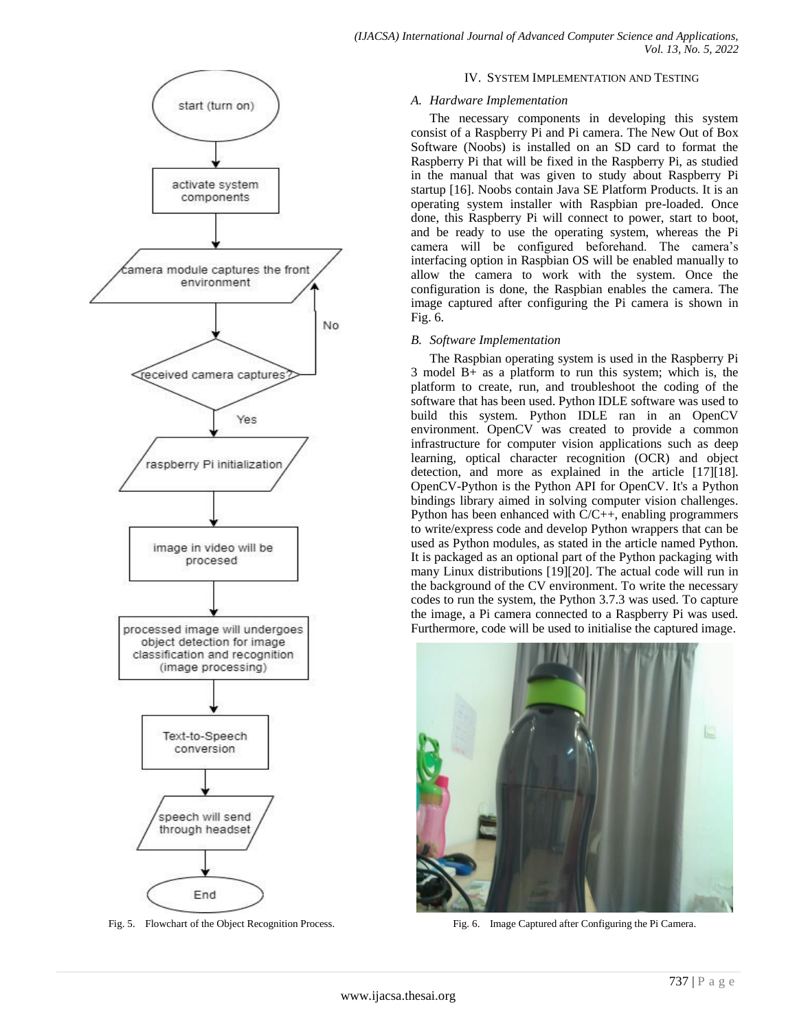Fig. 5. Flowchart of the Object Recognition Process.

## IV. System Implementation and Testing

### *A. Hardware Implementation*

The necessary components in developing this system consist of a Raspberry Pi and Pi camera. The New Out of Box Software (Noobs) is installed on an SD card to format the Raspberry Pi that will be fixed in the Raspberry Pi, as studied in the manual that was given to study about Raspberry Pi startup [16]. Noobs contain Java SE Platform Products. It is an operating system installer with Raspbian pre-loaded. Once done, this Raspberry Pi will connect to power, start to boot, and be ready to use the operating system, whereas the Pi camera will be configured beforehand. The camera's interfacing option in Raspbian OS will be enabled manually to allow the camera to work with the system. Once the configuration is done, the Raspbian enables the camera. The image captured after configuring the Pi camera is shown in Fig. 6.

### *B. Software Implementation*

The Raspbian operating system is used in the Raspberry Pi 3 model B+ as a platform to run this system; which is, the platform to create, run, and troubleshoot the coding of the software that has been used. Python IDLE software was used to build this system. Python IDLE ran in an OpenCV environment. OpenCV was created to provide a common infrastructure for computer vision applications such as deep learning, optical character recognition (OCR) and object detection, and more as explained in the article [17][18]. OpenCV-Python is the Python API for OpenCV. It's a Python bindings library aimed in solving computer vision challenges. Python has been enhanced with C/C++, enabling programmers to write/express code and develop Python wrappers that can be used as Python modules, as stated in the article named Python. It is packaged as an optional part of the Python packaging with many Linux distributions [19][20]. The actual code will run in the background of the CV environment. To write the necessary codes to run the system, the Python 3.7.3 was used. To capture the image, a Pi camera connected to a Raspberry Pi was used. Furthermore, code will be used to initialise the captured image.

Fig. 6. Image Captured after Configuring the Pi Camera.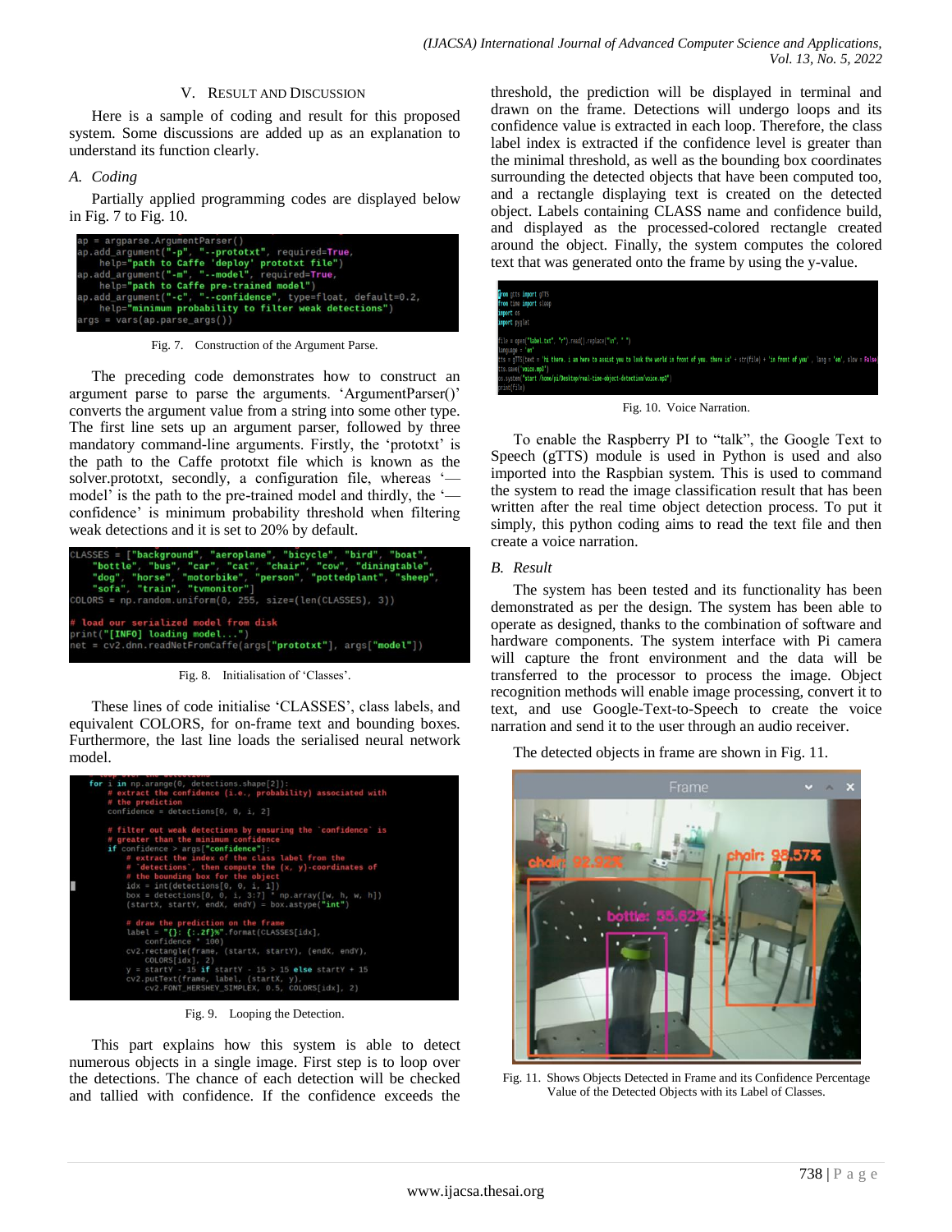## V. Result and Discussion

Here is a sample of coding and result for this proposed system. Some discussions are added up as an explanation to understand its function clearly.

### A. Coding

Partially applied programming codes are displayed below in Fig. 7 to Fig. 10.

```
ap = argparse.ArgumentParser()
ap.add_argument("-p", "--prototxt", required=True,
    help="path to Caffe 'deploy' prototxt file")
ap.add_argument("-m", "--model", required=True,
    help="path to Caffe pre-trained model")
ap.add_argument("-c", "--confidence", type=float, default=0.2,
    help="minimum probability to filter weak detections")
args = vars(ap.parse_args())
```

Fig. 7. Construction of the Argument Parse.

The preceding code demonstrates how to construct an argument parse to parse the arguments. 'ArgumentParser()' converts the argument value from a string into some other type. The first line sets up an argument parser, followed by three mandatory command-line arguments. Firstly, the 'prototxt' is the path to the Caffe prototxt file which is known as the solver.prototxt, secondly, a configuration file, whereas '—model' is the path to the pre-trained model and thirdly, the '—confidence' is minimum probability threshold when filtering weak detections and it is set to 20% by default.

```
CLASSES = ["background", "aeroplane", "bicycle", "bird", "boat",
    "bottle", "bus", "car", "cat", "chair", "cow", "diningtable",
    "dog", "horse", "motorbike", "person", "pottedplant", "sheep",
    "sofa", "train", "tvmonitor"]
COLORS = np.random.uniform(0, 255, size=(len(CLASSES), 3))

# load our serialized model from disk
print("[INFO] loading model...")
net = cv2.dnn.readNetFromCaffe(args["prototxt"], args["model"])
```

Fig. 8. Initialisation of 'Classes'.

These lines of code initialise 'CLASSES', class labels, and equivalent COLORS, for on-frame text and bounding boxes. Furthermore, the last line loads the serialised neural network model.

```
    for i in np.arange(0, detections.shape[2]):
        # extract the confidence (i.e., probability) associated with
        # the prediction
        confidence = detections[0, 0, i, 2]

        # filter out weak detections by ensuring the `confidence` is
        # greater than the minimum confidence
        if confidence > args["confidence"]:
            # extract the index of the class label from the
            # `detections`, then compute the (x, y)-coordinates of
            # the bounding box for the object
            idx = int(detections[0, 0, i, 1])
            box = detections[0, 0, i, 3:7] * np.array([w, h, w, h])
            (startX, startY, endX, endY) = box.astype("int")

            # draw the prediction on the frame
            label = "{}: {:.2f}%".format(CLASSES[idx],
                confidence * 100)
            cv2.rectangle(frame, (startX, startY), (endX, endY),
                COLORS[idx], 2)
            y = startY - 15 if startY - 15 > 15 else startY + 15
            cv2.putText(frame, label, (startX, y),
                cv2.FONT_HERSHEY_SIMPLEX, 0.5, COLORS[idx], 2)
```

Fig. 9. Looping the Detection.

This part explains how this system is able to detect numerous objects in a single image. First step is to loop over the detections. The chance of each detection will be checked and tallied with confidence. If the confidence exceeds the threshold, the prediction will be displayed in terminal and drawn on the frame. Detections will undergo loops and its confidence value is extracted in each loop. Therefore, the class label index is extracted if the confidence level is greater than the minimal threshold, as well as the bounding box coordinates surrounding the detected objects that have been computed too, and a rectangle displaying text is created on the detected object. Labels containing CLASS name and confidence build, and displayed as the processed-colored rectangle created around the object. Finally, the system computes the colored text that was generated onto the frame by using the y-value.

```
from gtts import gTTS
from time import sleep
import os
import pyglet

file = open("label.txt", "r").read().replace("\n", " ")
language = 'en'
tts = gTTS(text = 'hi there. i am here to assist you to look the world in front of you. there is' + str(file) + 'in front of you' , lang = 'en', slow = False)
tts.save("voice.mp3")
os.system("start /home/pi/Desktop/real-time-object-detection/voice.mp3")
print(file)
```

Fig. 10. Voice Narration.

To enable the Raspberry PI to "talk", the Google Text to Speech (gTTS) module is used in Python is used and also imported into the Raspbian system. This is used to command the system to read the image classification result that has been written after the real time object detection process. To put it simply, this python coding aims to read the text file and then create a voice narration.

### B. Result

The system has been tested and its functionality has been demonstrated as per the design. The system has been able to operate as designed, thanks to the combination of software and hardware components. The system interface with Pi camera will capture the front environment and the data will be transferred to the processor to process the image. Object recognition methods will enable image processing, convert it to text, and use Google-Text-to-Speech to create the voice narration and send it to the user through an audio receiver.

The detected objects in frame are shown in Fig. 11.

Fig. 11. Shows Objects Detected in Frame and its Confidence Percentage Value of the Detected Objects with its Label of Classes.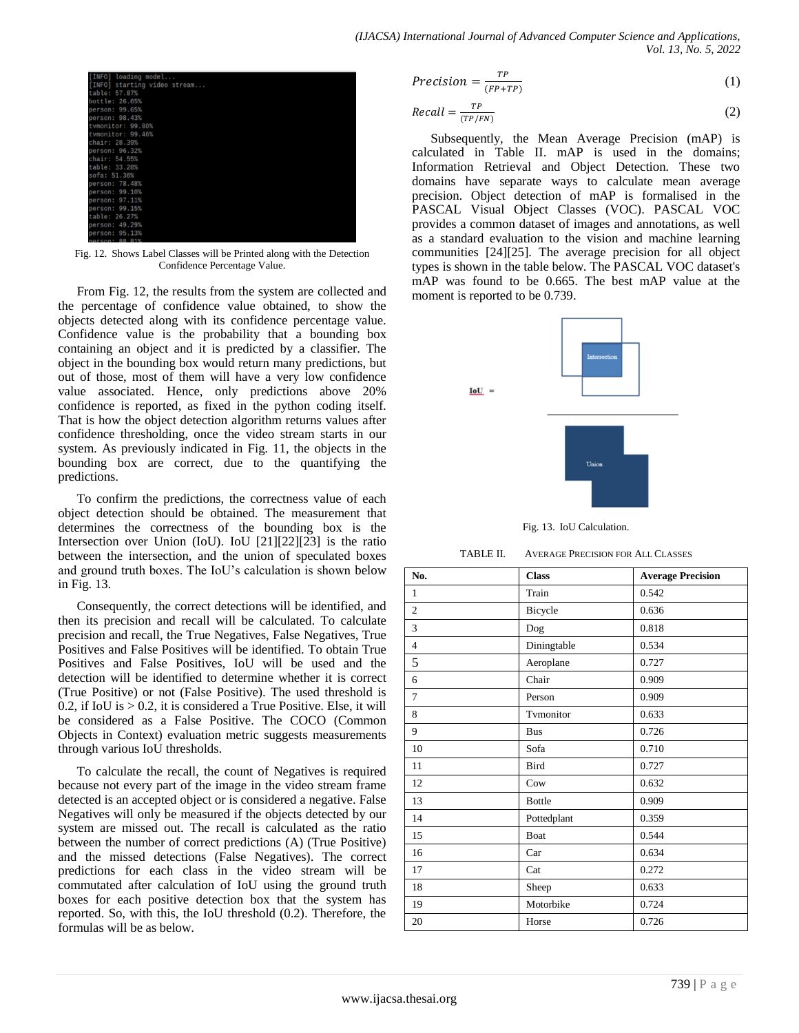```
[INFO] loading model...
[INFO] starting video stream...
table: 57.87%
bottle: 26.65%
person: 99.65%
person: 98.43%
tvmonitor: 99.80%
tvmonitor: 99.46%
chair: 28.39%
person: 96.32%
chair: 54.55%
table: 33.28%
sofa: 51.36%
person: 78.48%
person: 99.10%
person: 97.11%
person: 99.15%
table: 26.27%
person: 49.29%
person: 95.13%
person: 88.81%
```

Fig. 12. Shows Label Classes will be Printed along with the Detection Confidence Percentage Value.

From Fig. 12, the results from the system are collected and the percentage of confidence value obtained, to show the objects detected along with its confidence percentage value. Confidence value is the probability that a bounding box containing an object and it is predicted by a classifier. The object in the bounding box would return many predictions, but out of those, most of them will have a very low confidence value associated. Hence, only predictions above 20% confidence is reported, as fixed in the python coding itself. That is how the object detection algorithm returns values after confidence thresholding, once the video stream starts in our system. As previously indicated in Fig. 11, the objects in the bounding box are correct, due to the quantifying the predictions.

To confirm the predictions, the correctness value of each object detection should be obtained. The measurement that determines the correctness of the bounding box is the Intersection over Union (IoU). IoU [21][22][23] is the ratio between the intersection, and the union of speculated boxes and ground truth boxes. The IoU's calculation is shown below in Fig. 13.

Consequently, the correct detections will be identified, and then its precision and recall will be calculated. To calculate precision and recall, the True Negatives, False Negatives, True Positives and False Positives will be identified. To obtain True Positives and False Positives, IoU will be used and the detection will be identified to determine whether it is correct (True Positive) or not (False Positive). The used threshold is 0.2, if IoU is > 0.2, it is considered a True Positive. Else, it will be considered as a False Positive. The COCO (Common Objects in Context) evaluation metric suggests measurements through various IoU thresholds.

To calculate the recall, the count of Negatives is required because not every part of the image in the video stream frame detected is an accepted object or is considered a negative. False Negatives will only be measured if the objects detected by our system are missed out. The recall is calculated as the ratio between the number of correct predictions (A) (True Positive) and the missed detections (False Negatives). The correct predictions for each class in the video stream will be commutated after calculation of IoU using the ground truth boxes for each positive detection box that the system has reported. So, with this, the IoU threshold (0.2). Therefore, the formulas will be as below.

$$Precision = \frac{TP}{(FP+TP)} \tag{1}$$

$$Recall = \frac{TP}{(TP/FN)} \tag{2}$$

Subsequently, the Mean Average Precision (mAP) is calculated in Table II. mAP is used in the domains; Information Retrieval and Object Detection. These two domains have separate ways to calculate mean average precision. Object detection of mAP is formalised in the PASCAL Visual Object Classes (VOC). PASCAL VOC provides a common dataset of images and annotations, as well as a standard evaluation to the vision and machine learning communities [24][25]. The average precision for all object types is shown in the table below. The PASCAL VOC dataset's mAP was found to be 0.665. The best mAP value at the moment is reported to be 0.739.

IoU = Intersection / Union

Fig. 13. IoU Calculation.

TABLE II. AVERAGE PRECISION FOR ALL CLASSES

| No. | Class | Average Precision |
|---|---|---|
| 1 | Train | 0.542 |
| 2 | Bicycle | 0.636 |
| 3 | Dog | 0.818 |
| 4 | Diningtable | 0.534 |
| 5 | Aeroplane | 0.727 |
| 6 | Chair | 0.909 |
| 7 | Person | 0.909 |
| 8 | Tvmonitor | 0.633 |
| 9 | Bus | 0.726 |
| 10 | Sofa | 0.710 |
| 11 | Bird | 0.727 |
| 12 | Cow | 0.632 |
| 13 | Bottle | 0.909 |
| 14 | Pottedplant | 0.359 |
| 15 | Boat | 0.544 |
| 16 | Car | 0.634 |
| 17 | Cat | 0.272 |
| 18 | Sheep | 0.633 |
| 19 | Motorbike | 0.724 |
| 20 | Horse | 0.726 |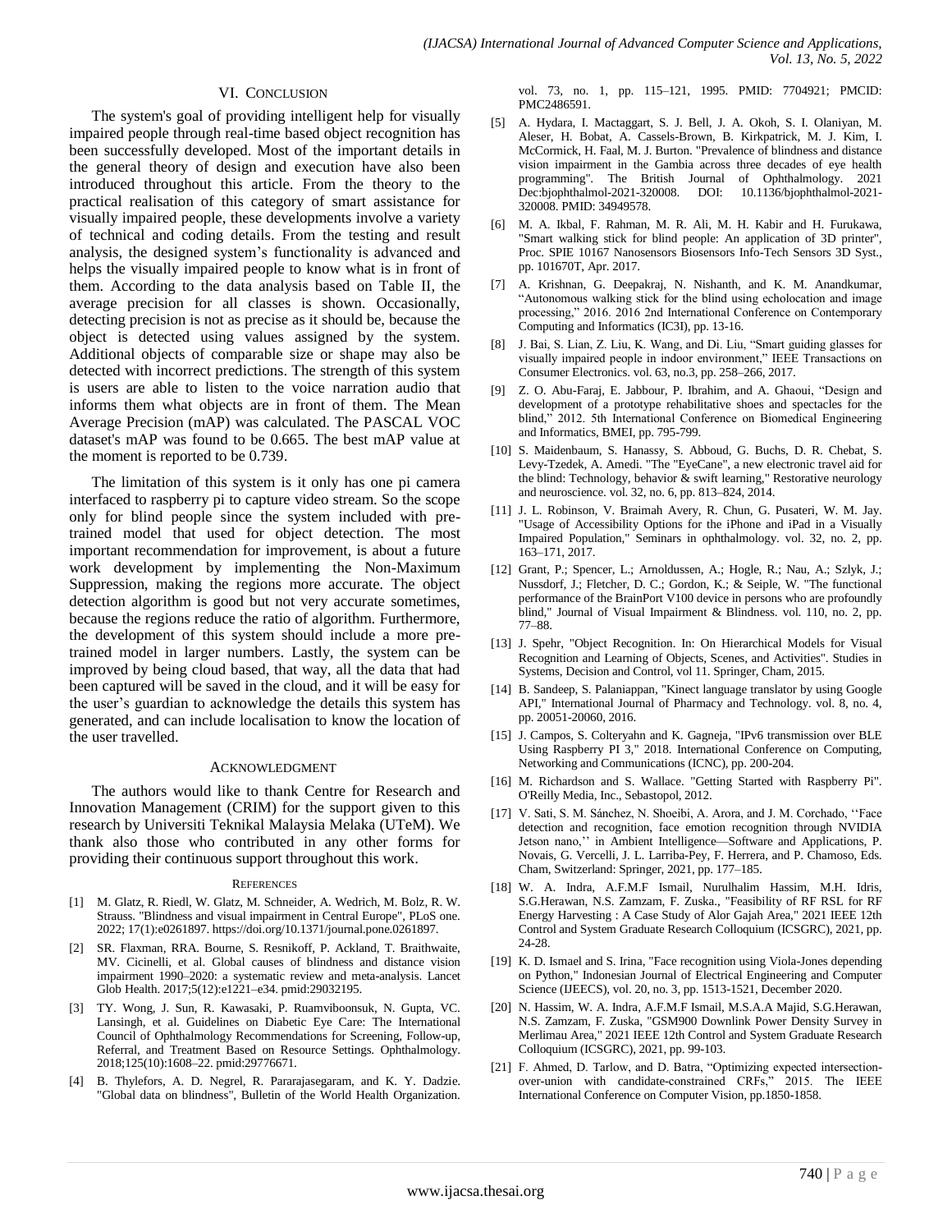## VI. CONCLUSION

The system's goal of providing intelligent help for visually impaired people through real-time based object recognition has been successfully developed. Most of the important details in the general theory of design and execution have also been introduced throughout this article. From the theory to the practical realisation of this category of smart assistance for visually impaired people, these developments involve a variety of technical and coding details. From the testing and result analysis, the designed system's functionality is advanced and helps the visually impaired people to know what is in front of them. According to the data analysis based on Table II, the average precision for all classes is shown. Occasionally, detecting precision is not as precise as it should be, because the object is detected using values assigned by the system. Additional objects of comparable size or shape may also be detected with incorrect predictions. The strength of this system is users are able to listen to the voice narration audio that informs them what objects are in front of them. The Mean Average Precision (mAP) was calculated. The PASCAL VOC dataset's mAP was found to be 0.665. The best mAP value at the moment is reported to be 0.739.

The limitation of this system is it only has one pi camera interfaced to raspberry pi to capture video stream. So the scope only for blind people since the system included with pre-trained model that used for object detection. The most important recommendation for improvement, is about a future work development by implementing the Non-Maximum Suppression, making the regions more accurate. The object detection algorithm is good but not very accurate sometimes, because the regions reduce the ratio of algorithm. Furthermore, the development of this system should include a more pre-trained model in larger numbers. Lastly, the system can be improved by being cloud based, that way, all the data that had been captured will be saved in the cloud, and it will be easy for the user's guardian to acknowledge the details this system has generated, and can include localisation to know the location of the user travelled.

## ACKNOWLEDGMENT

The authors would like to thank Centre for Research and Innovation Management (CRIM) for the support given to this research by Universiti Teknikal Malaysia Melaka (UTeM). We thank also those who contributed in any other forms for providing their continuous support throughout this work.

## REFERENCES

[1] M. Glatz, R. Riedl, W. Glatz, M. Schneider, A. Wedrich, M. Bolz, R. W. Strauss. "Blindness and visual impairment in Central Europe", PLoS one. 2022; 17(1):e0261897. https://doi.org/10.1371/journal.pone.0261897.

[2] SR. Flaxman, RRA. Bourne, S. Resnikoff, P. Ackland, T. Braithwaite, MV. Cicinelli, et al. Global causes of blindness and distance vision impairment 1990–2020: a systematic review and meta-analysis. Lancet Glob Health. 2017;5(12):e1221–e34. pmid:29032195.

[3] TY. Wong, J. Sun, R. Kawasaki, P. Ruamviboonsuk, N. Gupta, VC. Lansingh, et al. Guidelines on Diabetic Eye Care: The International Council of Ophthalmology Recommendations for Screening, Follow-up, Referral, and Treatment Based on Resource Settings. Ophthalmology. 2018;125(10):1608–22. pmid:29776671.

[4] B. Thylefors, A. D. Negrel, R. Pararajasegaram, and K. Y. Dadzie. "Global data on blindness", Bulletin of the World Health Organization. vol. 73, no. 1, pp. 115–121, 1995. PMID: 7704921; PMCID: PMC2486591.

[5] A. Hydara, I. Mactaggart, S. J. Bell, J. A. Okoh, S. I. Olaniyan, M. Aleser, H. Bobat, A. Cassels-Brown, B. Kirkpatrick, M. J. Kim, I. McCormick, H. Faal, M. J. Burton. "Prevalence of blindness and distance vision impairment in the Gambia across three decades of eye health programming". The British Journal of Ophthalmology. 2021 Dec:bjophthalmol-2021-320008. DOI: 10.1136/bjophthalmol-2021-320008. PMID: 34949578.

[6] M. A. Ikbal, F. Rahman, M. R. Ali, M. H. Kabir and H. Furukawa, "Smart walking stick for blind people: An application of 3D printer", Proc. SPIE 10167 Nanosensors Biosensors Info-Tech Sensors 3D Syst., pp. 101670T, Apr. 2017.

[7] A. Krishnan, G. Deepakraj, N. Nishanth, and K. M. Anandkumar, "Autonomous walking stick for the blind using echolocation and image processing," 2016. 2016 2nd International Conference on Contemporary Computing and Informatics (IC3I), pp. 13-16.

[8] J. Bai, S. Lian, Z. Liu, K. Wang, and Di. Liu, "Smart guiding glasses for visually impaired people in indoor environment," IEEE Transactions on Consumer Electronics. vol. 63, no.3, pp. 258–266, 2017.

[9] Z. O. Abu-Faraj, E. Jabbour, P. Ibrahim, and A. Ghaoui, "Design and development of a prototype rehabilitative shoes and spectacles for the blind," 2012. 5th International Conference on Biomedical Engineering and Informatics, BMEI, pp. 795-799.

[10] S. Maidenbaum, S. Hanassy, S. Abboud, G. Buchs, D. R. Chebat, S. Levy-Tzedek, A. Amedi. "The "EyeCane", a new electronic travel aid for the blind: Technology, behavior & swift learning," Restorative neurology and neuroscience. vol. 32, no. 6, pp. 813–824, 2014.

[11] J. L. Robinson, V. Braimah Avery, R. Chun, G. Pusateri, W. M. Jay. "Usage of Accessibility Options for the iPhone and iPad in a Visually Impaired Population," Seminars in ophthalmology. vol. 32, no. 2, pp. 163–171, 2017.

[12] Grant, P.; Spencer, L.; Arnoldussen, A.; Hogle, R.; Nau, A.; Szlyk, J.; Nussdorf, J.; Fletcher, D. C.; Gordon, K.; & Seiple, W. "The functional performance of the BrainPort V100 device in persons who are profoundly blind," Journal of Visual Impairment & Blindness. vol. 110, no. 2, pp. 77–88.

[13] J. Spehr, "Object Recognition. In: On Hierarchical Models for Visual Recognition and Learning of Objects, Scenes, and Activities". Studies in Systems, Decision and Control, vol 11. Springer, Cham, 2015.

[14] B. Sandeep, S. Palaniappan, "Kinect language translator by using Google API," International Journal of Pharmacy and Technology. vol. 8, no. 4, pp. 20051-20060, 2016.

[15] J. Campos, S. Colteryahn and K. Gagneja, "IPv6 transmission over BLE Using Raspberry PI 3," 2018. International Conference on Computing, Networking and Communications (ICNC), pp. 200-204.

[16] M. Richardson and S. Wallace. "Getting Started with Raspberry Pi". O'Reilly Media, Inc., Sebastopol, 2012.

[17] V. Sati, S. M. Sánchez, N. Shoeibi, A. Arora, and J. M. Corchado, ''Face detection and recognition, face emotion recognition through NVIDIA Jetson nano,'' in Ambient Intelligence—Software and Applications, P. Novais, G. Vercelli, J. L. Larriba-Pey, F. Herrera, and P. Chamoso, Eds. Cham, Switzerland: Springer, 2021, pp. 177–185.

[18] W. A. Indra, A.F.M.F Ismail, Nurulhalim Hassim, M.H. Idris, S.G.Herawan, N.S. Zamzam, F. Zuska., "Feasibility of RF RSL for RF Energy Harvesting : A Case Study of Alor Gajah Area," 2021 IEEE 12th Control and System Graduate Research Colloquium (ICSGRC), 2021, pp. 24-28.

[19] K. D. Ismael and S. Irina, "Face recognition using Viola-Jones depending on Python," Indonesian Journal of Electrical Engineering and Computer Science (IJEECS), vol. 20, no. 3, pp. 1513-1521, December 2020.

[20] N. Hassim, W. A. Indra, A.F.M.F Ismail, M.S.A.A Majid, S.G.Herawan, N.S. Zamzam, F. Zuska, "GSM900 Downlink Power Density Survey in Merlimau Area," 2021 IEEE 12th Control and System Graduate Research Colloquium (ICSGRC), 2021, pp. 99-103.

[21] F. Ahmed, D. Tarlow, and D. Batra, "Optimizing expected intersection-over-union with candidate-constrained CRFs," 2015. The IEEE International Conference on Computer Vision, pp.1850-1858.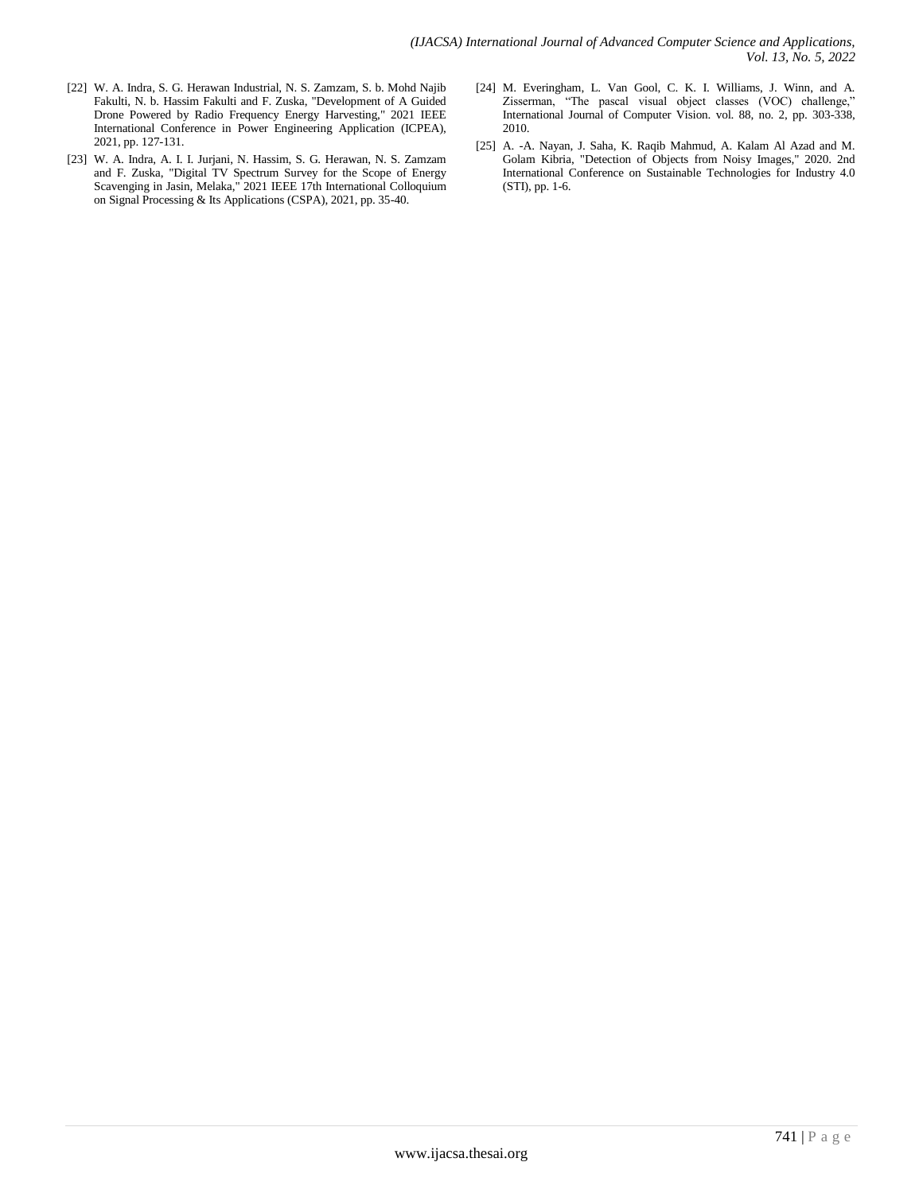[22] W. A. Indra, S. G. Herawan Industrial, N. S. Zamzam, S. b. Mohd Najib Fakulti, N. b. Hassim Fakulti and F. Zuska, "Development of A Guided Drone Powered by Radio Frequency Energy Harvesting," 2021 IEEE International Conference in Power Engineering Application (ICPEA), 2021, pp. 127-131.

[23] W. A. Indra, A. I. I. Jurjani, N. Hassim, S. G. Herawan, N. S. Zamzam and F. Zuska, "Digital TV Spectrum Survey for the Scope of Energy Scavenging in Jasin, Melaka," 2021 IEEE 17th International Colloquium on Signal Processing & Its Applications (CSPA), 2021, pp. 35-40.

[24] M. Everingham, L. Van Gool, C. K. I. Williams, J. Winn, and A. Zisserman, "The pascal visual object classes (VOC) challenge," International Journal of Computer Vision. vol. 88, no. 2, pp. 303-338, 2010.

[25] A. -A. Nayan, J. Saha, K. Raqib Mahmud, A. Kalam Al Azad and M. Golam Kibria, "Detection of Objects from Noisy Images," 2020. 2nd International Conference on Sustainable Technologies for Industry 4.0 (STI), pp. 1-6.